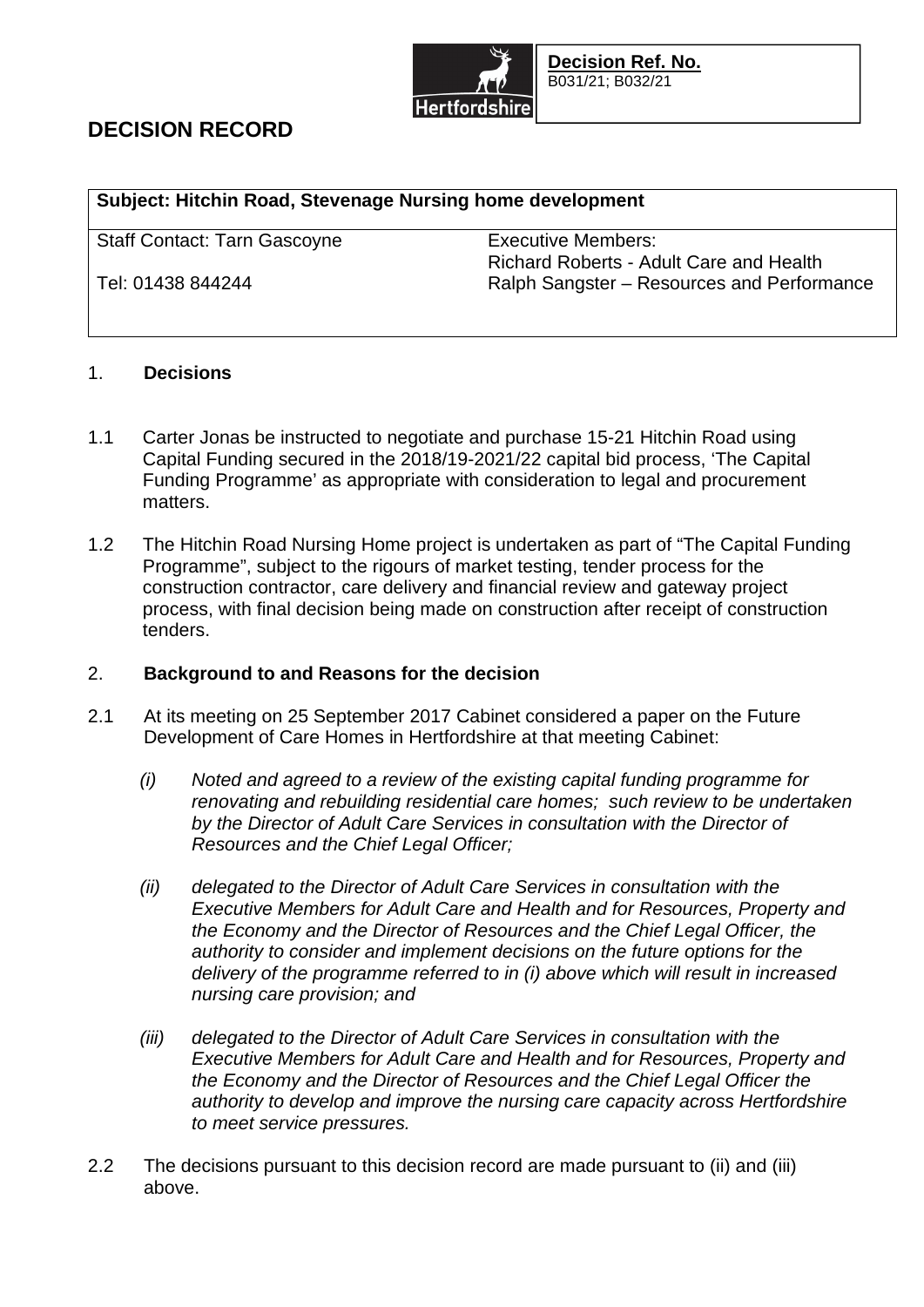**Decision Ref. No.**
B031/21; B032/21

# DECISION RECORD

| **Subject: Hitchin Road, Stevenage Nursing home development** | |
|---|---|
| Staff Contact: Tarn Gascoyne<br><br>Tel: 01438 844244 | Executive Members:<br>Richard Roberts - Adult Care and Health<br>Ralph Sangster – Resources and Performance |

## 1. Decisions

1.1 Carter Jonas be instructed to negotiate and purchase 15-21 Hitchin Road using Capital Funding secured in the 2018/19-2021/22 capital bid process, 'The Capital Funding Programme' as appropriate with consideration to legal and procurement matters.

1.2 The Hitchin Road Nursing Home project is undertaken as part of "The Capital Funding Programme", subject to the rigours of market testing, tender process for the construction contractor, care delivery and financial review and gateway project process, with final decision being made on construction after receipt of construction tenders.

## 2. Background to and Reasons for the decision

2.1 At its meeting on 25 September 2017 Cabinet considered a paper on the Future Development of Care Homes in Hertfordshire at that meeting Cabinet:

*(i) Noted and agreed to a review of the existing capital funding programme for renovating and rebuilding residential care homes; such review to be undertaken by the Director of Adult Care Services in consultation with the Director of Resources and the Chief Legal Officer;*

*(ii) delegated to the Director of Adult Care Services in consultation with the Executive Members for Adult Care and Health and for Resources, Property and the Economy and the Director of Resources and the Chief Legal Officer, the authority to consider and implement decisions on the future options for the delivery of the programme referred to in (i) above which will result in increased nursing care provision; and*

*(iii) delegated to the Director of Adult Care Services in consultation with the Executive Members for Adult Care and Health and for Resources, Property and the Economy and the Director of Resources and the Chief Legal Officer the authority to develop and improve the nursing care capacity across Hertfordshire to meet service pressures.*

2.2 The decisions pursuant to this decision record are made pursuant to (ii) and (iii) above.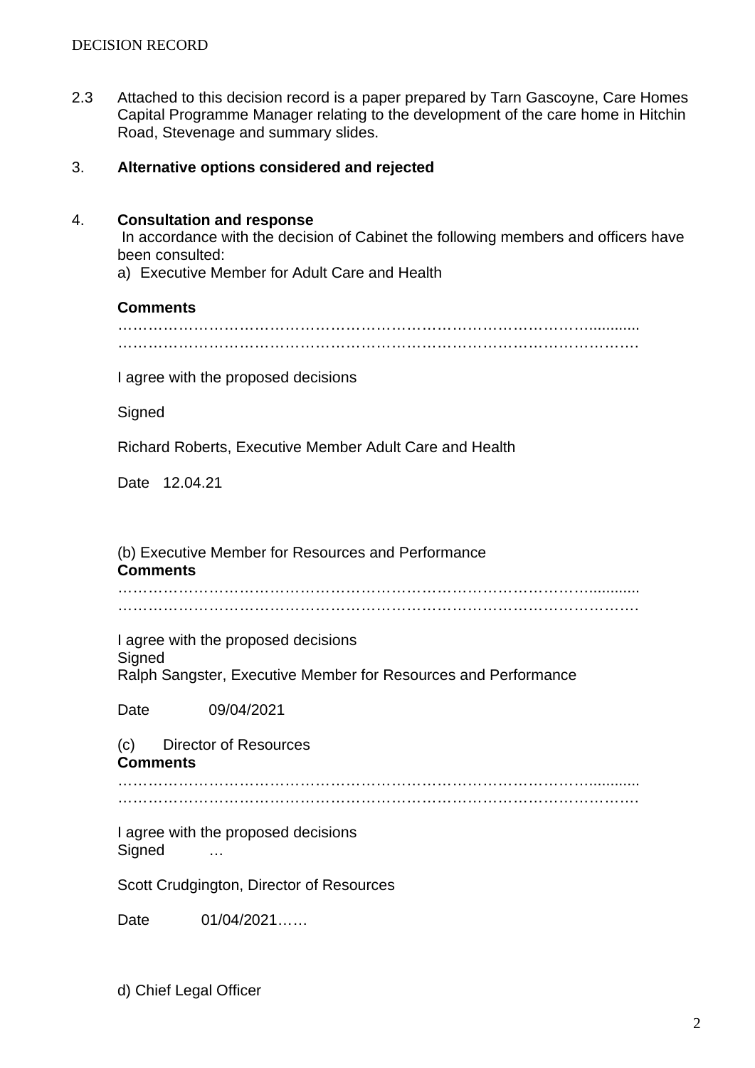2.3 Attached to this decision record is a paper prepared by Tarn Gascoyne, Care Homes Capital Programme Manager relating to the development of the care home in Hitchin Road, Stevenage and summary slides.

3. **Alternative options considered and rejected**

4. **Consultation and response**
In accordance with the decision of Cabinet the following members and officers have been consulted:
a) Executive Member for Adult Care and Health

**Comments**
……………………………………………………………………………………...........
……………………………………………………………………………………………

I agree with the proposed decisions

Signed

Richard Roberts, Executive Member Adult Care and Health

Date 12.04.21

(b) Executive Member for Resources and Performance
**Comments**
……………………………………………………………………………………...........
……………………………………………………………………………………………

I agree with the proposed decisions
Signed
Ralph Sangster, Executive Member for Resources and Performance

Date 09/04/2021

(c) Director of Resources
**Comments**
……………………………………………………………………………………...........
……………………………………………………………………………………………

I agree with the proposed decisions
Signed …

Scott Crudgington, Director of Resources

Date 01/04/2021……

d) Chief Legal Officer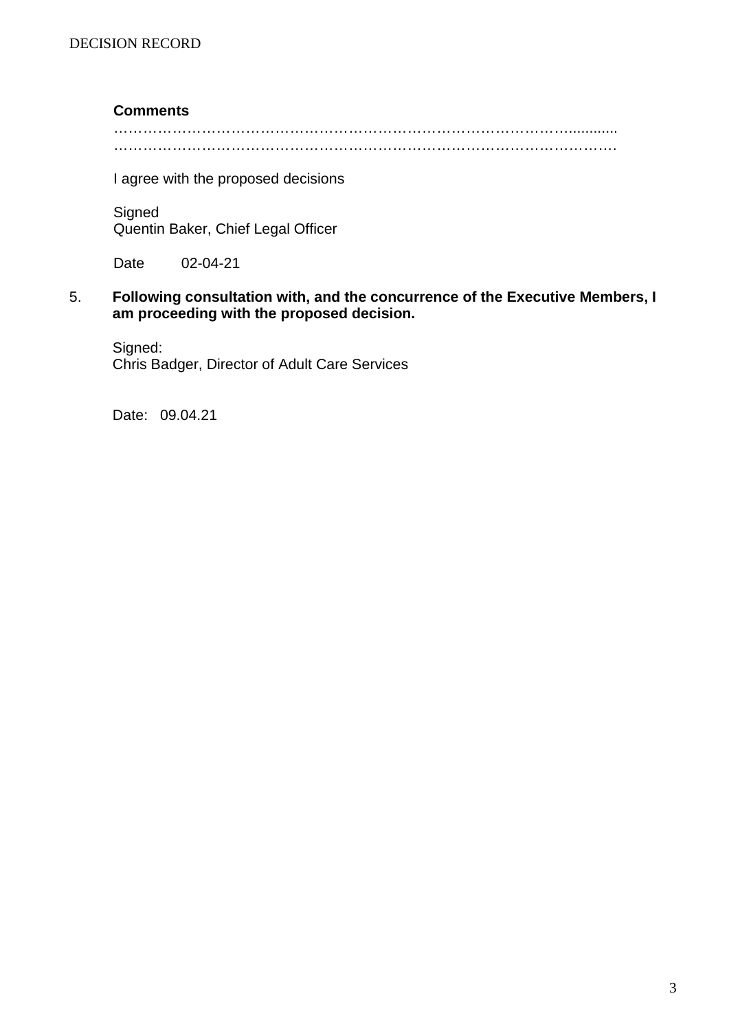**Comments**

………………………………………………………………………………………...........
……………………………………………………………………………………………

I agree with the proposed decisions

Signed
Quentin Baker, Chief Legal Officer

Date 02-04-21

5. **Following consultation with, and the concurrence of the Executive Members, I am proceeding with the proposed decision.**

Signed:
Chris Badger, Director of Adult Care Services

Date: 09.04.21